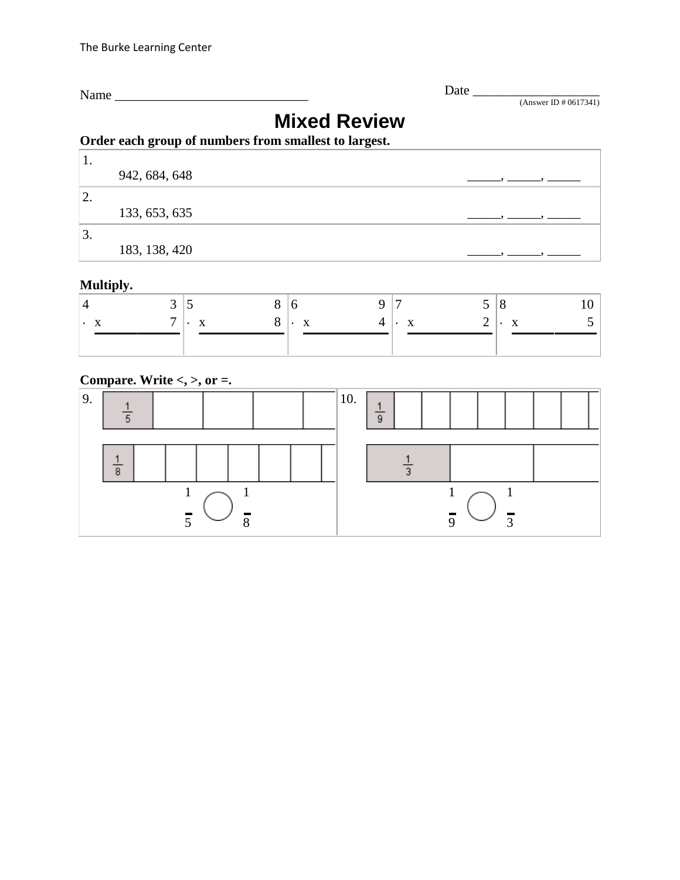The Burke Learning Center

Name ______________________________ Date ____________________

(Answer ID # 0617341)

# Mixed Review

**Order each group of numbers from smallest to largest.**

| | |
|---|---|
| 1. 942, 684, 648 | _____, _____, _____ |
| 2. 133, 653, 635 | _____, _____, _____ |
| 3. 183, 138, 420 | _____, _____, _____ |

**Multiply.**

| 4. | 5. | 6. | 7. | 8. |
|---|---|---|---|---|
| $3 \times 7 =$ | $8 \times 8 =$ | $9 \times 4 =$ | $5 \times 2 =$ | $10 \times 5 =$ |

**Compare. Write <, >, or =.**

9. $\frac{1}{5}$ ◯ $\frac{1}{8}$

10. $\frac{1}{9}$ ◯ $\frac{1}{3}$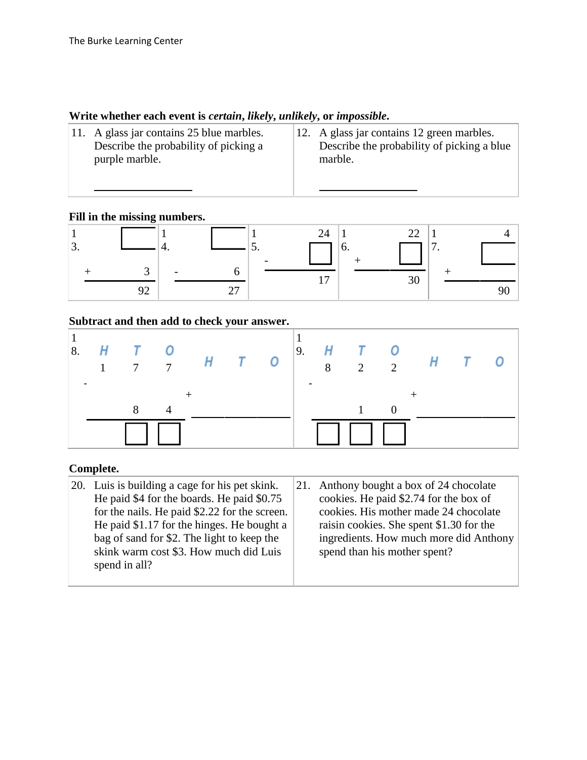## Write whether each event is *certain*, *likely*, *unlikely*, or *impossible*.

| 11. A glass jar contains 25 blue marbles. Describe the probability of picking a purple marble. ______________ | 12. A glass jar contains 12 green marbles. Describe the probability of picking a blue marble. ______________ |
|---|---|

## Fill in the missing numbers.

| 13. | 14. | 15. | 16. | 17. |
|---|---|---|---|---|
| $\square$ | $\square$ | 24 | 22 | 4 |
| + 3 | - 6 | - $\square$ | + $\square$ | + $\square$ |
| 92 | 27 | 17 | 30 | 90 |

## Subtract and then add to check your answer.

| 18. | | 19. | |
|---|---|---|---|
| H T O | H T O | H T O | H T O |
| 1 7 7 | | 8 2 2 | |
| - 8 4 | + ______ | - 1 0 | + ______ |
| $\square$ $\square$ | | $\square$ $\square$ $\square$ | |

## Complete.

| 20. Luis is building a cage for his pet skink. He paid \$4 for the boards. He paid \$0.75 for the nails. He paid \$2.22 for the screen. He paid \$1.17 for the hinges. He bought a bag of sand for \$2. The light to keep the skink warm cost \$3. How much did Luis spend in all? | 21. Anthony bought a box of 24 chocolate cookies. He paid \$2.74 for the box of cookies. His mother made 24 chocolate raisin cookies. She spent \$1.30 for the ingredients. How much more did Anthony spend than his mother spent? |
|---|---|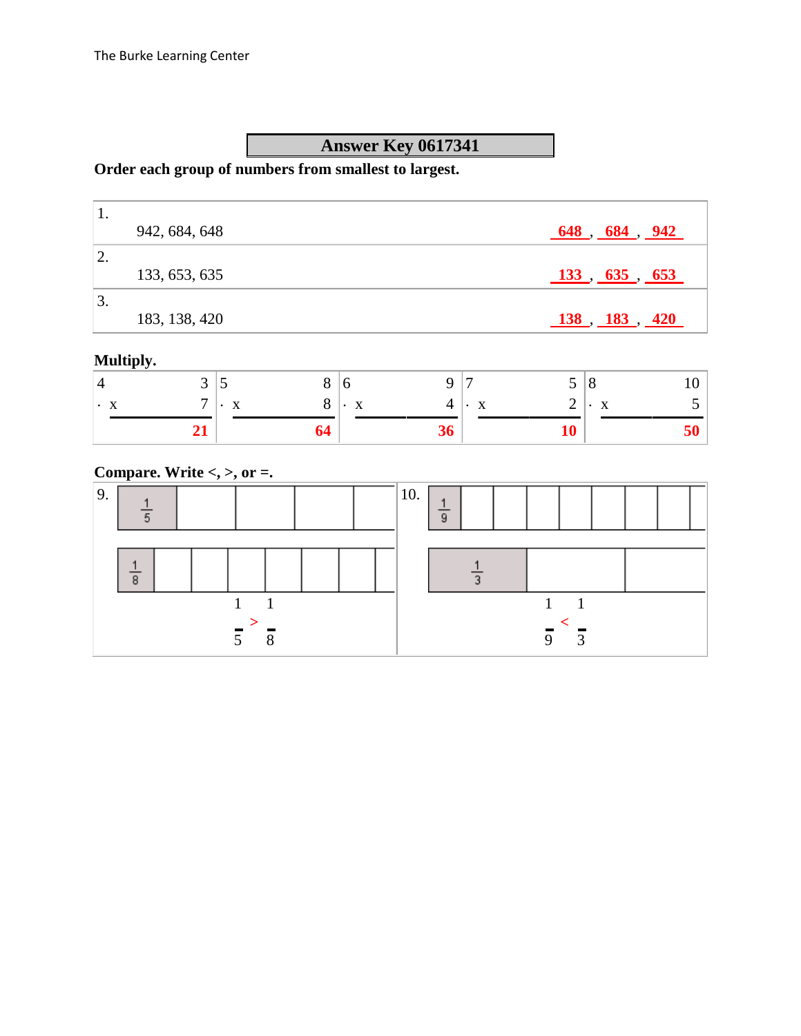## Answer Key 0617341

**Order each group of numbers from smallest to largest.**

| # | Numbers | Answer |
|---|---|---|
| 1. | 942, 684, 648 | 648, 684, 942 |
| 2. | 133, 653, 635 | 133, 635, 653 |
| 3. | 183, 138, 420 | 138, 183, 420 |

**Multiply.**

| 4. | 5. | 6. | 7. | 8. |
|---|---|---|---|---|
| $3 \times 7 = 21$ | $8 \times 8 = 64$ | $9 \times 4 = 36$ | $5 \times 2 = 10$ | $10 \times 5 = 50$ |

**Compare. Write <, >, or =.**

9.

| $\frac{1}{5}$ | | | | |
|---|---|---|---|---|

| $\frac{1}{8}$ | | | | | | | |
|---|---|---|---|---|---|---|---|

$\frac{1}{5} > \frac{1}{8}$

10.

| $\frac{1}{9}$ | | | | | | | | |
|---|---|---|---|---|---|---|---|---|

| $\frac{1}{3}$ | | |
|---|---|---|

$\frac{1}{9} < \frac{1}{3}$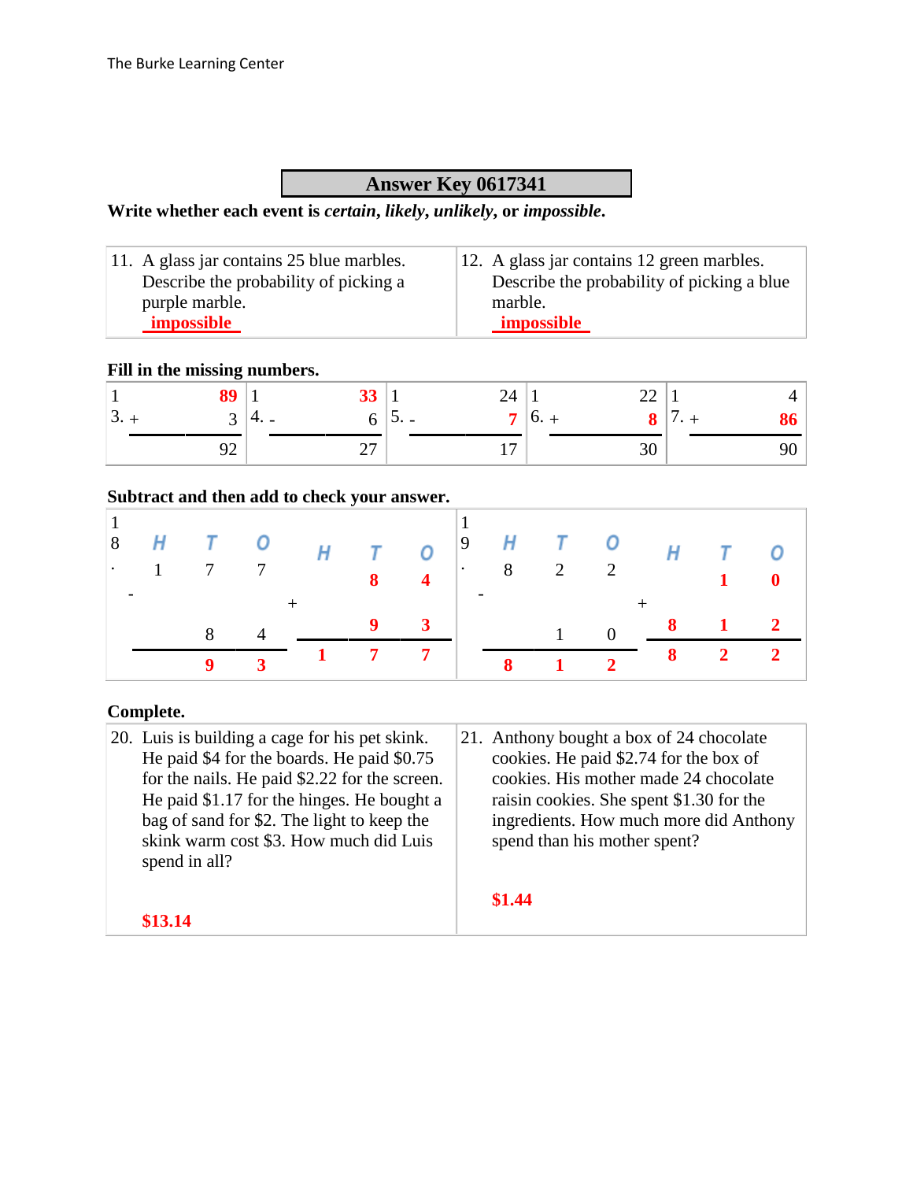The Burke Learning Center

## Answer Key 0617341

**Write whether each event is *certain*, *likely*, *unlikely*, or *impossible*.**

| | |
|---|---|
| 11. A glass jar contains 25 blue marbles. Describe the probability of picking a purple marble. <br> **impossible** | 12. A glass jar contains 12 green marbles. Describe the probability of picking a blue marble. <br> **impossible** |

**Fill in the missing numbers.**

| | | | | |
|---|---|---|---|---|
| 13. **89** + 3 = 92 | 14. **33** - 6 = 27 | 15. 24 - **7** = 17 | 16. 22 + **8** = 30 | 17. 4 + **86** = 90 |

**Subtract and then add to check your answer.**

18.

| H | T | O |
|---|---|---|
| 1 | 7 | 7 |
| - | 8 | 4 |
| | **9** | **3** |

| H | T | O |
|---|---|---|
| | **8** | **4** |
| + | **9** | **3** |
| **1** | **7** | **7** |

19.

| H | T | O |
|---|---|---|
| 8 | 2 | 2 |
| - | 1 | 0 |
| **8** | **1** | **2** |

| H | T | O |
|---|---|---|
| | **1** | **0** |
| + **8** | **1** | **2** |
| **8** | **2** | **2** |

**Complete.**

| | |
|---|---|
| 20. Luis is building a cage for his pet skink. He paid $4 for the boards. He paid $0.75 for the nails. He paid $2.22 for the screen. He paid $1.17 for the hinges. He bought a bag of sand for $2. The light to keep the skink warm cost $3. How much did Luis spend in all? <br> **$13.14** | 21. Anthony bought a box of 24 chocolate cookies. He paid $2.74 for the box of cookies. His mother made 24 chocolate raisin cookies. She spent $1.30 for the ingredients. How much more did Anthony spend than his mother spent? <br> **$1.44** |